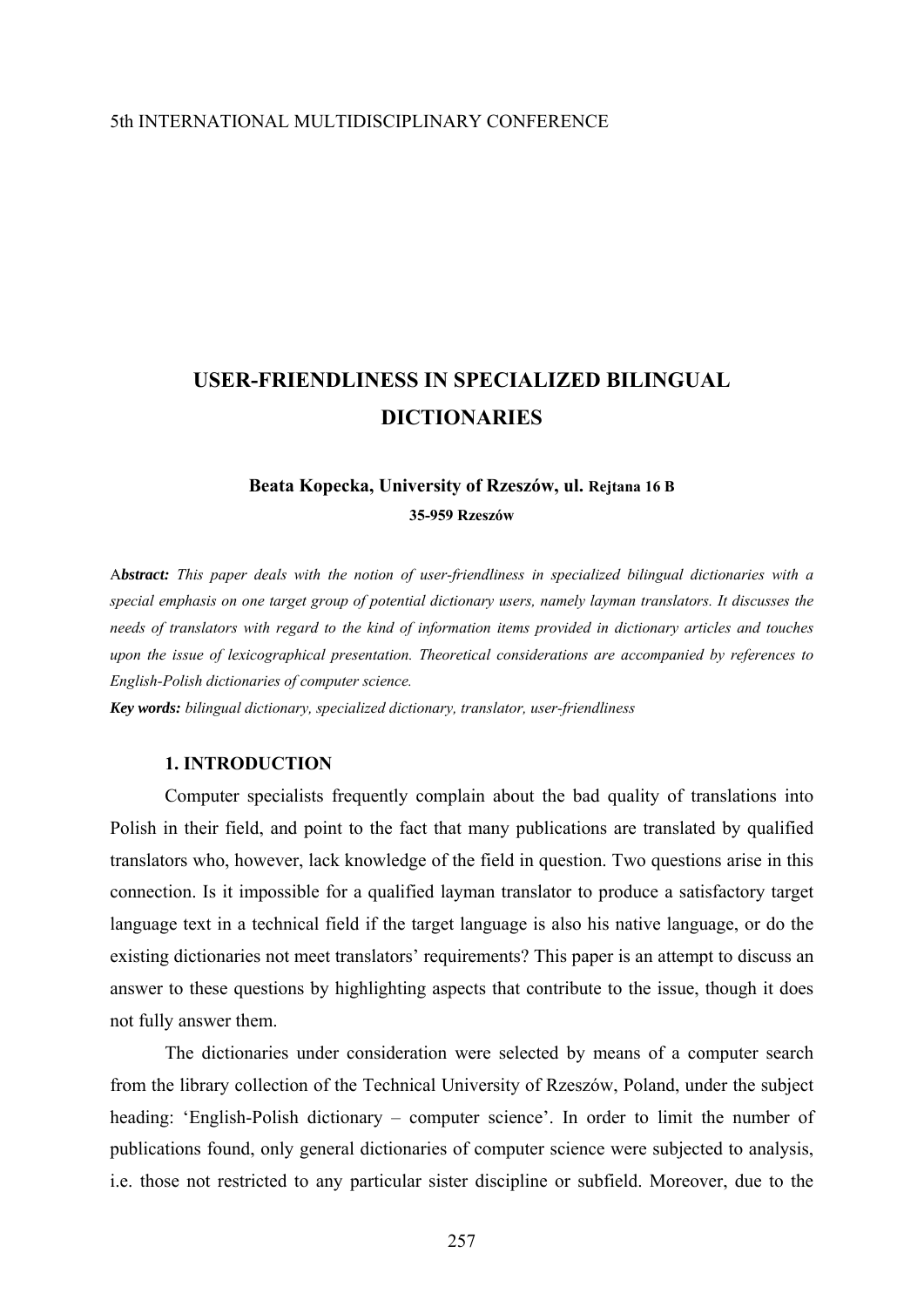5th INTERNATIONAL MULTIDISCIPLINARY CONFERENCE

# USER-FRIENDLINESS IN SPECIALIZED BILINGUAL DICTIONARIES

**Beata Kopecka, University of Rzeszów, ul. Rejtana 16 B**
**35-959 Rzeszów**

A***bstract:*** *This paper deals with the notion of user-friendliness in specialized bilingual dictionaries with a special emphasis on one target group of potential dictionary users, namely layman translators. It discusses the needs of translators with regard to the kind of information items provided in dictionary articles and touches upon the issue of lexicographical presentation. Theoretical considerations are accompanied by references to English-Polish dictionaries of computer science.*

***Key words:*** *bilingual dictionary, specialized dictionary, translator, user-friendliness*

## 1. INTRODUCTION

Computer specialists frequently complain about the bad quality of translations into Polish in their field, and point to the fact that many publications are translated by qualified translators who, however, lack knowledge of the field in question. Two questions arise in this connection. Is it impossible for a qualified layman translator to produce a satisfactory target language text in a technical field if the target language is also his native language, or do the existing dictionaries not meet translators' requirements? This paper is an attempt to discuss an answer to these questions by highlighting aspects that contribute to the issue, though it does not fully answer them.

The dictionaries under consideration were selected by means of a computer search from the library collection of the Technical University of Rzeszów, Poland, under the subject heading: 'English-Polish dictionary – computer science'. In order to limit the number of publications found, only general dictionaries of computer science were subjected to analysis, i.e. those not restricted to any particular sister discipline or subfield. Moreover, due to the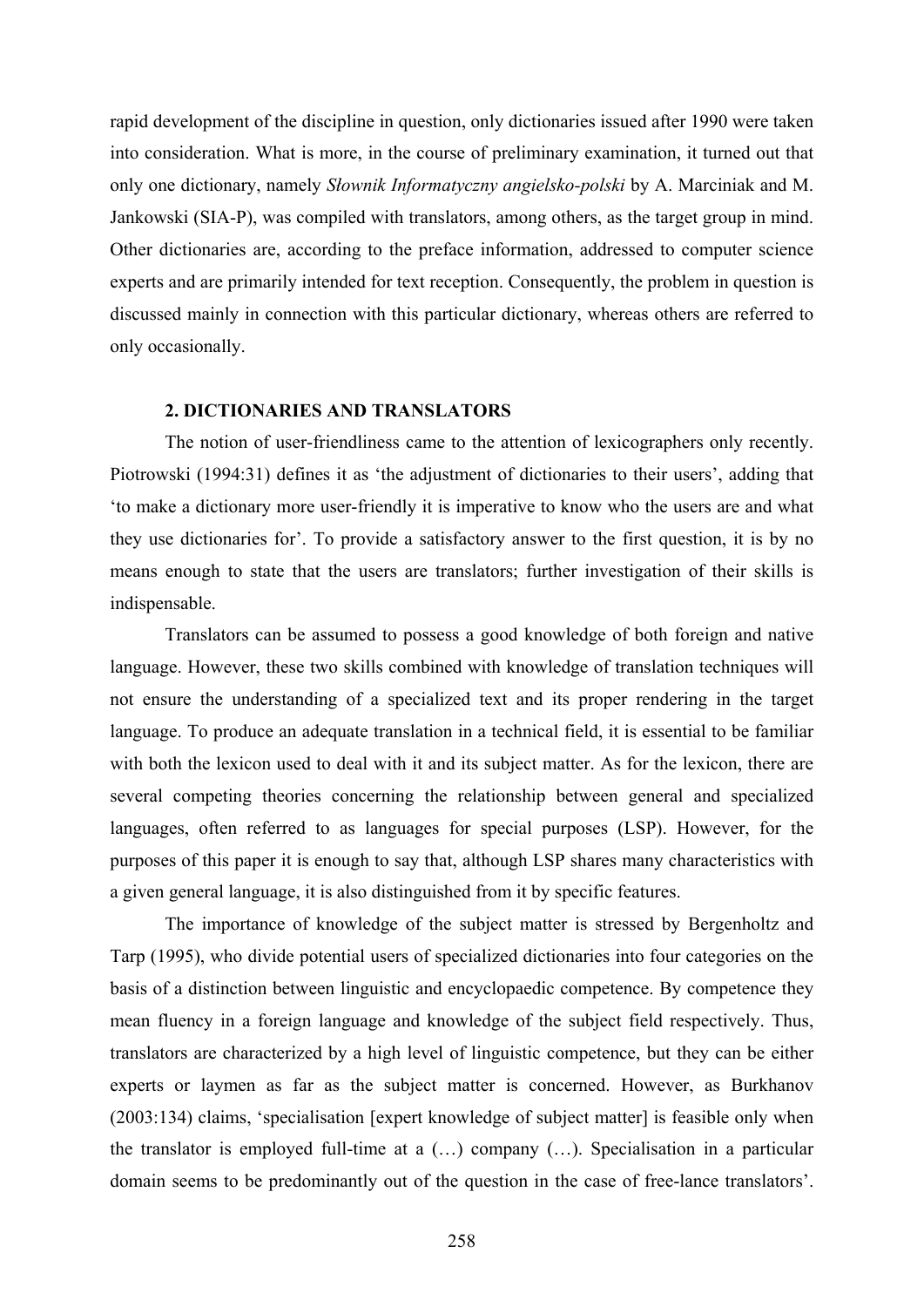rapid development of the discipline in question, only dictionaries issued after 1990 were taken into consideration. What is more, in the course of preliminary examination, it turned out that only one dictionary, namely *Słownik Informatyczny angielsko-polski* by A. Marciniak and M. Jankowski (SIA-P), was compiled with translators, among others, as the target group in mind. Other dictionaries are, according to the preface information, addressed to computer science experts and are primarily intended for text reception. Consequently, the problem in question is discussed mainly in connection with this particular dictionary, whereas others are referred to only occasionally.

## 2. DICTIONARIES AND TRANSLATORS

The notion of user-friendliness came to the attention of lexicographers only recently. Piotrowski (1994:31) defines it as 'the adjustment of dictionaries to their users', adding that 'to make a dictionary more user-friendly it is imperative to know who the users are and what they use dictionaries for'. To provide a satisfactory answer to the first question, it is by no means enough to state that the users are translators; further investigation of their skills is indispensable.

Translators can be assumed to possess a good knowledge of both foreign and native language. However, these two skills combined with knowledge of translation techniques will not ensure the understanding of a specialized text and its proper rendering in the target language. To produce an adequate translation in a technical field, it is essential to be familiar with both the lexicon used to deal with it and its subject matter. As for the lexicon, there are several competing theories concerning the relationship between general and specialized languages, often referred to as languages for special purposes (LSP). However, for the purposes of this paper it is enough to say that, although LSP shares many characteristics with a given general language, it is also distinguished from it by specific features.

The importance of knowledge of the subject matter is stressed by Bergenholtz and Tarp (1995), who divide potential users of specialized dictionaries into four categories on the basis of a distinction between linguistic and encyclopaedic competence. By competence they mean fluency in a foreign language and knowledge of the subject field respectively. Thus, translators are characterized by a high level of linguistic competence, but they can be either experts or laymen as far as the subject matter is concerned. However, as Burkhanov (2003:134) claims, 'specialisation [expert knowledge of subject matter] is feasible only when the translator is employed full-time at a (…) company (…). Specialisation in a particular domain seems to be predominantly out of the question in the case of free-lance translators'.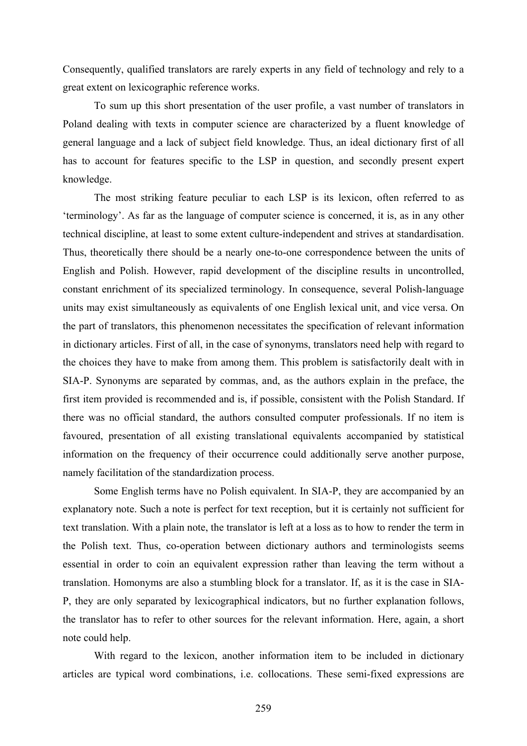Consequently, qualified translators are rarely experts in any field of technology and rely to a great extent on lexicographic reference works.

To sum up this short presentation of the user profile, a vast number of translators in Poland dealing with texts in computer science are characterized by a fluent knowledge of general language and a lack of subject field knowledge. Thus, an ideal dictionary first of all has to account for features specific to the LSP in question, and secondly present expert knowledge.

The most striking feature peculiar to each LSP is its lexicon, often referred to as 'terminology'. As far as the language of computer science is concerned, it is, as in any other technical discipline, at least to some extent culture-independent and strives at standardisation. Thus, theoretically there should be a nearly one-to-one correspondence between the units of English and Polish. However, rapid development of the discipline results in uncontrolled, constant enrichment of its specialized terminology. In consequence, several Polish-language units may exist simultaneously as equivalents of one English lexical unit, and vice versa. On the part of translators, this phenomenon necessitates the specification of relevant information in dictionary articles. First of all, in the case of synonyms, translators need help with regard to the choices they have to make from among them. This problem is satisfactorily dealt with in SIA-P. Synonyms are separated by commas, and, as the authors explain in the preface, the first item provided is recommended and is, if possible, consistent with the Polish Standard. If there was no official standard, the authors consulted computer professionals. If no item is favoured, presentation of all existing translational equivalents accompanied by statistical information on the frequency of their occurrence could additionally serve another purpose, namely facilitation of the standardization process.

Some English terms have no Polish equivalent. In SIA-P, they are accompanied by an explanatory note. Such a note is perfect for text reception, but it is certainly not sufficient for text translation. With a plain note, the translator is left at a loss as to how to render the term in the Polish text. Thus, co-operation between dictionary authors and terminologists seems essential in order to coin an equivalent expression rather than leaving the term without a translation. Homonyms are also a stumbling block for a translator. If, as it is the case in SIA-P, they are only separated by lexicographical indicators, but no further explanation follows, the translator has to refer to other sources for the relevant information. Here, again, a short note could help.

With regard to the lexicon, another information item to be included in dictionary articles are typical word combinations, i.e. collocations. These semi-fixed expressions are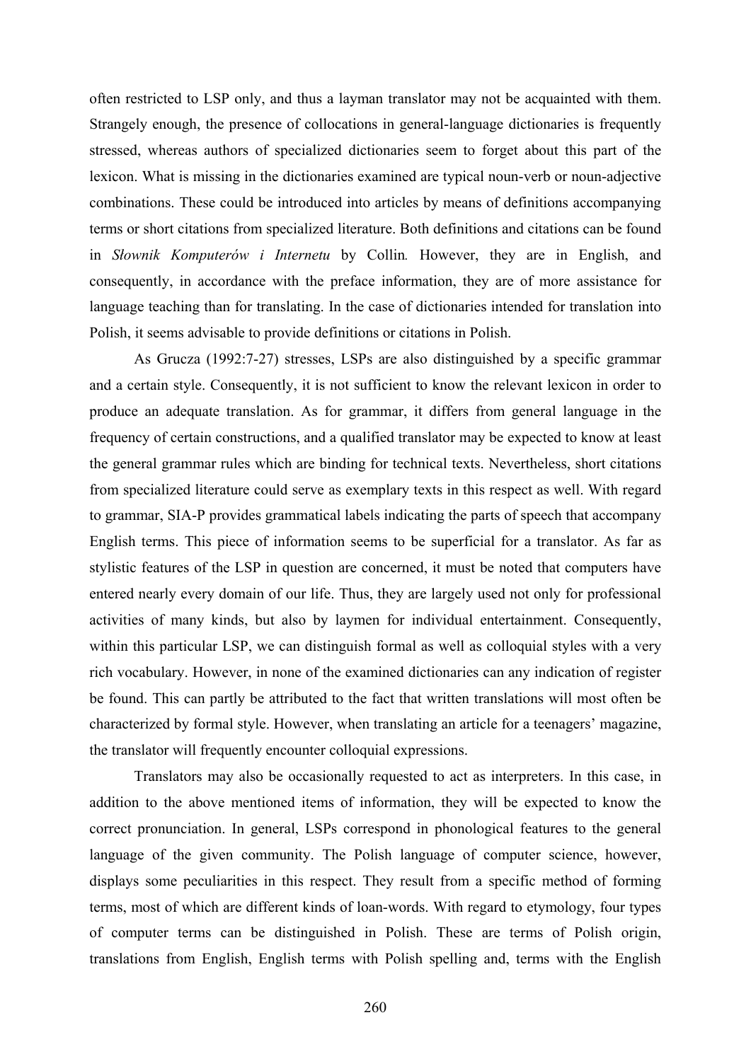often restricted to LSP only, and thus a layman translator may not be acquainted with them. Strangely enough, the presence of collocations in general-language dictionaries is frequently stressed, whereas authors of specialized dictionaries seem to forget about this part of the lexicon. What is missing in the dictionaries examined are typical noun-verb or noun-adjective combinations. These could be introduced into articles by means of definitions accompanying terms or short citations from specialized literature. Both definitions and citations can be found in *Słownik Komputerów i Internetu* by Collin*.* However, they are in English, and consequently, in accordance with the preface information, they are of more assistance for language teaching than for translating. In the case of dictionaries intended for translation into Polish, it seems advisable to provide definitions or citations in Polish.

As Grucza (1992:7-27) stresses, LSPs are also distinguished by a specific grammar and a certain style. Consequently, it is not sufficient to know the relevant lexicon in order to produce an adequate translation. As for grammar, it differs from general language in the frequency of certain constructions, and a qualified translator may be expected to know at least the general grammar rules which are binding for technical texts. Nevertheless, short citations from specialized literature could serve as exemplary texts in this respect as well. With regard to grammar, SIA-P provides grammatical labels indicating the parts of speech that accompany English terms. This piece of information seems to be superficial for a translator. As far as stylistic features of the LSP in question are concerned, it must be noted that computers have entered nearly every domain of our life. Thus, they are largely used not only for professional activities of many kinds, but also by laymen for individual entertainment. Consequently, within this particular LSP, we can distinguish formal as well as colloquial styles with a very rich vocabulary. However, in none of the examined dictionaries can any indication of register be found. This can partly be attributed to the fact that written translations will most often be characterized by formal style. However, when translating an article for a teenagers' magazine, the translator will frequently encounter colloquial expressions.

Translators may also be occasionally requested to act as interpreters. In this case, in addition to the above mentioned items of information, they will be expected to know the correct pronunciation. In general, LSPs correspond in phonological features to the general language of the given community. The Polish language of computer science, however, displays some peculiarities in this respect. They result from a specific method of forming terms, most of which are different kinds of loan-words. With regard to etymology, four types of computer terms can be distinguished in Polish. These are terms of Polish origin, translations from English, English terms with Polish spelling and, terms with the English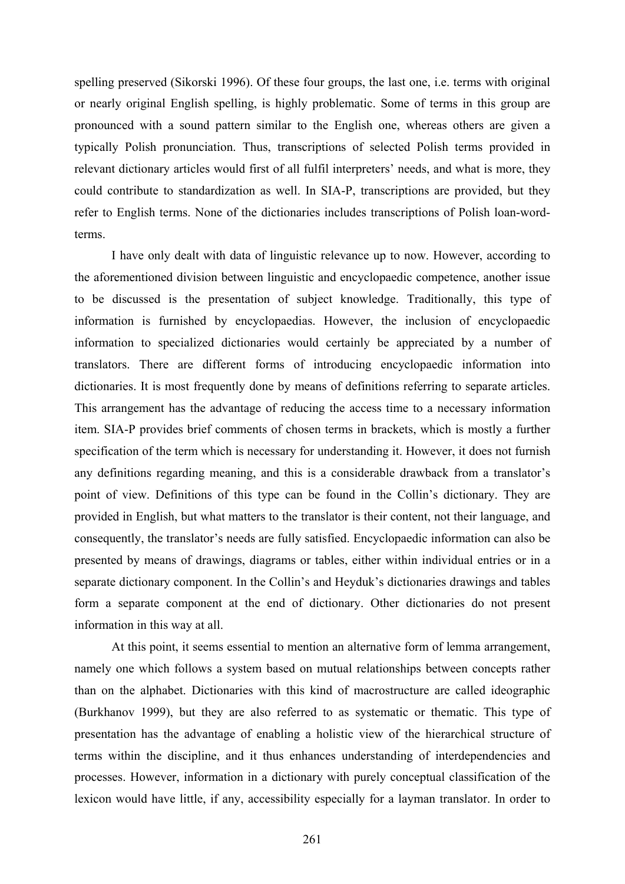spelling preserved (Sikorski 1996). Of these four groups, the last one, i.e. terms with original or nearly original English spelling, is highly problematic. Some of terms in this group are pronounced with a sound pattern similar to the English one, whereas others are given a typically Polish pronunciation. Thus, transcriptions of selected Polish terms provided in relevant dictionary articles would first of all fulfil interpreters' needs, and what is more, they could contribute to standardization as well. In SIA-P, transcriptions are provided, but they refer to English terms. None of the dictionaries includes transcriptions of Polish loan-word-terms.

I have only dealt with data of linguistic relevance up to now. However, according to the aforementioned division between linguistic and encyclopaedic competence, another issue to be discussed is the presentation of subject knowledge. Traditionally, this type of information is furnished by encyclopaedias. However, the inclusion of encyclopaedic information to specialized dictionaries would certainly be appreciated by a number of translators. There are different forms of introducing encyclopaedic information into dictionaries. It is most frequently done by means of definitions referring to separate articles. This arrangement has the advantage of reducing the access time to a necessary information item. SIA-P provides brief comments of chosen terms in brackets, which is mostly a further specification of the term which is necessary for understanding it. However, it does not furnish any definitions regarding meaning, and this is a considerable drawback from a translator's point of view. Definitions of this type can be found in the Collin's dictionary. They are provided in English, but what matters to the translator is their content, not their language, and consequently, the translator's needs are fully satisfied. Encyclopaedic information can also be presented by means of drawings, diagrams or tables, either within individual entries or in a separate dictionary component. In the Collin's and Heyduk's dictionaries drawings and tables form a separate component at the end of dictionary. Other dictionaries do not present information in this way at all.

At this point, it seems essential to mention an alternative form of lemma arrangement, namely one which follows a system based on mutual relationships between concepts rather than on the alphabet. Dictionaries with this kind of macrostructure are called ideographic (Burkhanov 1999), but they are also referred to as systematic or thematic. This type of presentation has the advantage of enabling a holistic view of the hierarchical structure of terms within the discipline, and it thus enhances understanding of interdependencies and processes. However, information in a dictionary with purely conceptual classification of the lexicon would have little, if any, accessibility especially for a layman translator. In order to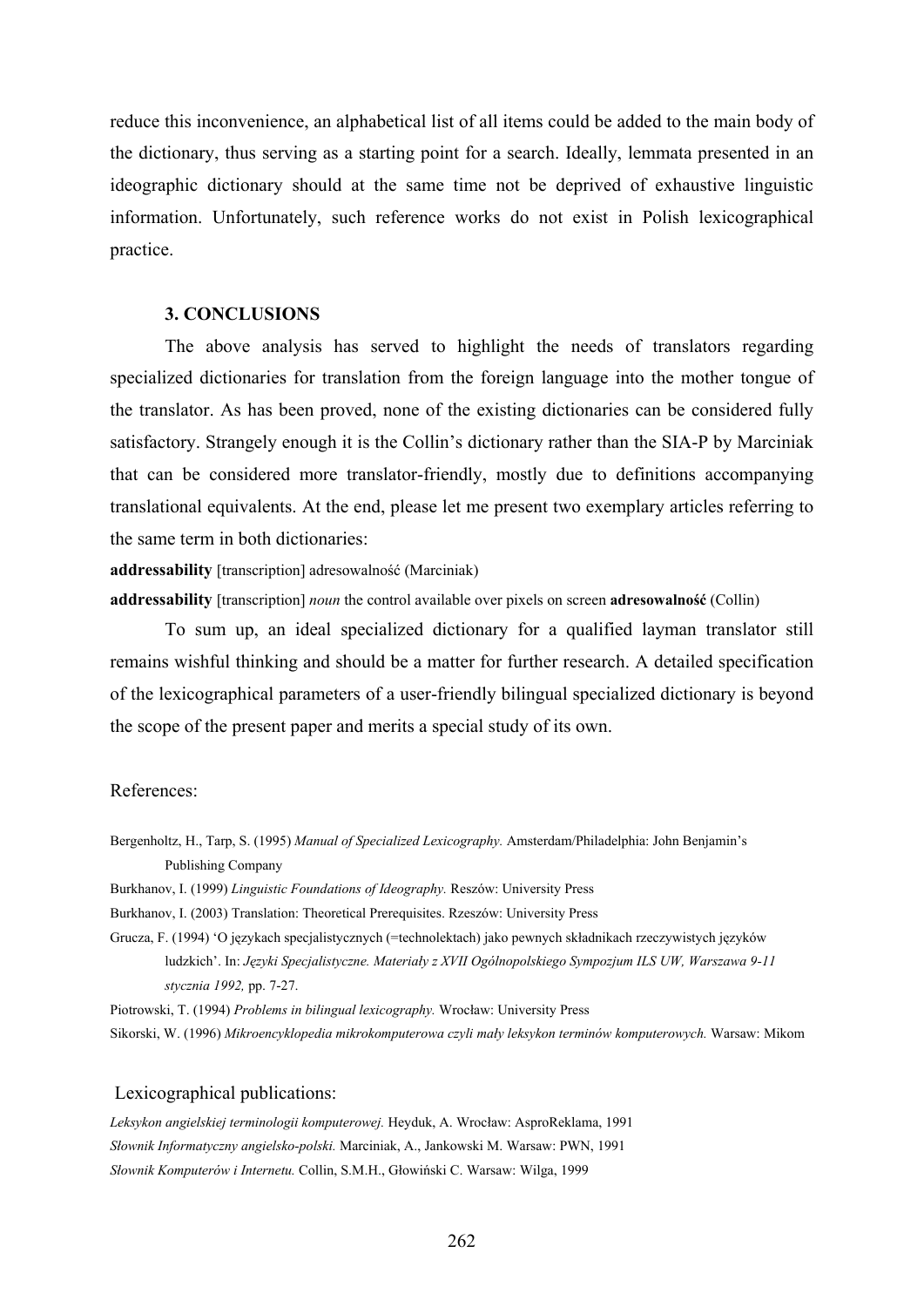reduce this inconvenience, an alphabetical list of all items could be added to the main body of the dictionary, thus serving as a starting point for a search. Ideally, lemmata presented in an ideographic dictionary should at the same time not be deprived of exhaustive linguistic information. Unfortunately, such reference works do not exist in Polish lexicographical practice.

## 3. CONCLUSIONS

The above analysis has served to highlight the needs of translators regarding specialized dictionaries for translation from the foreign language into the mother tongue of the translator. As has been proved, none of the existing dictionaries can be considered fully satisfactory. Strangely enough it is the Collin's dictionary rather than the SIA-P by Marciniak that can be considered more translator-friendly, mostly due to definitions accompanying translational equivalents. At the end, please let me present two exemplary articles referring to the same term in both dictionaries:

**addressability** [transcription] adresowalność (Marciniak)

**addressability** [transcription] *noun* the control available over pixels on screen **adresowalność** (Collin)

To sum up, an ideal specialized dictionary for a qualified layman translator still remains wishful thinking and should be a matter for further research. A detailed specification of the lexicographical parameters of a user-friendly bilingual specialized dictionary is beyond the scope of the present paper and merits a special study of its own.

References:

Bergenholtz, H., Tarp, S. (1995) *Manual of Specialized Lexicography.* Amsterdam/Philadelphia: John Benjamin's Publishing Company

Burkhanov, I. (1999) *Linguistic Foundations of Ideography.* Reszów: University Press

Burkhanov, I. (2003) Translation: Theoretical Prerequisites. Rzeszów: University Press

Grucza, F. (1994) 'O językach specjalistycznych (=technolektach) jako pewnych składnikach rzeczywistych języków ludzkich'. In: *Języki Specjalistyczne. Materiały z XVII Ogólnopolskiego Sympozjum ILS UW, Warszawa 9-11 stycznia 1992,* pp. 7-27.

Piotrowski, T. (1994) *Problems in bilingual lexicography.* Wrocław: University Press

Sikorski, W. (1996) *Mikroencyklopedia mikrokomputerowa czyli mały leksykon terminów komputerowych.* Warsaw: Mikom

Lexicographical publications:

*Leksykon angielskiej terminologii komputerowej.* Heyduk, A. Wrocław: AsproReklama, 1991

*Słownik Informatyczny angielsko-polski.* Marciniak, A., Jankowski M. Warsaw: PWN, 1991

*Słownik Komputerów i Internetu.* Collin, S.M.H., Głowiński C. Warsaw: Wilga, 1999